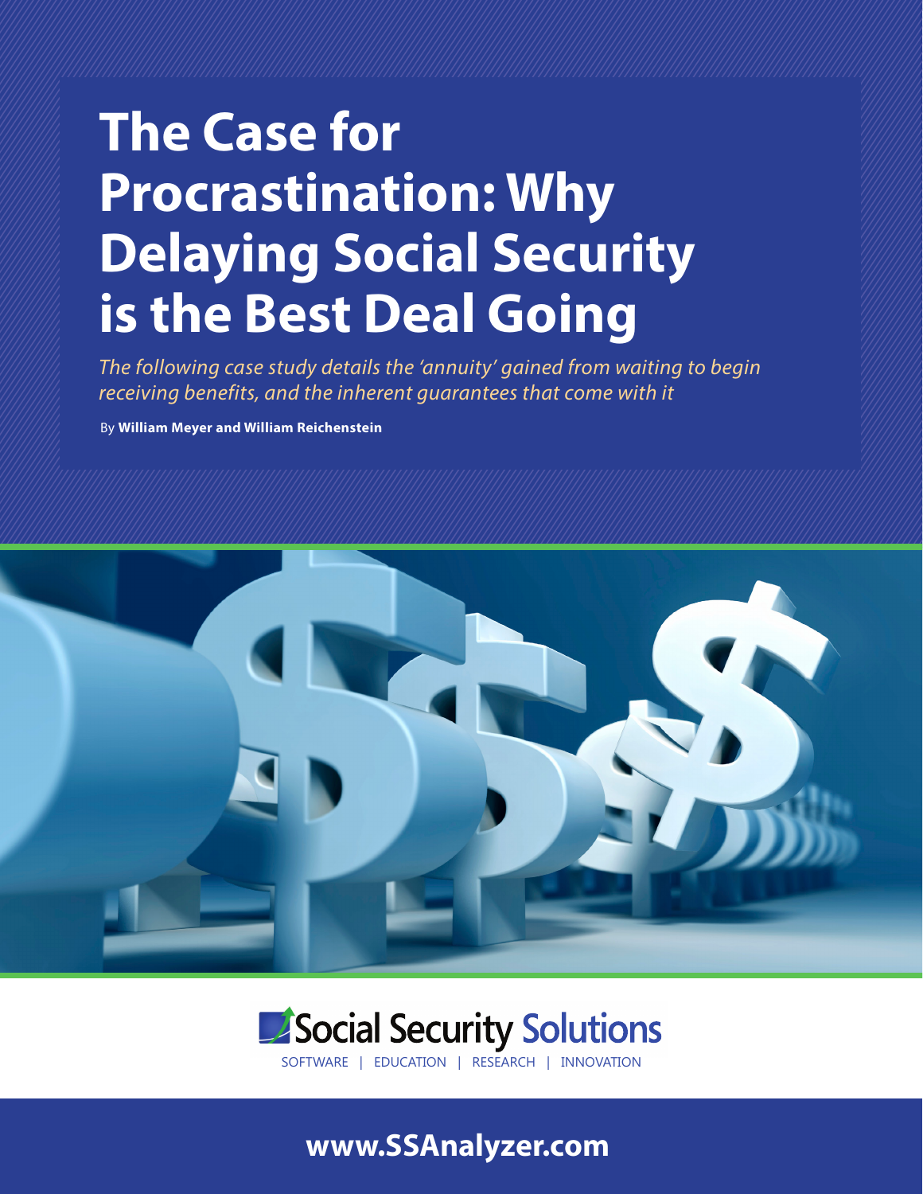# The Case for Procrastination: Why Delaying Social Security is the Best Deal Going

*The following case study details the 'annuity' gained from waiting to begin receiving benefits, and the inherent guarantees that come with it*

By **William Meyer and William Reichenstein**

Social Security Solutions

SOFTWARE | EDUCATION | RESEARCH | INNOVATION

**www.SSAnalyzer.com**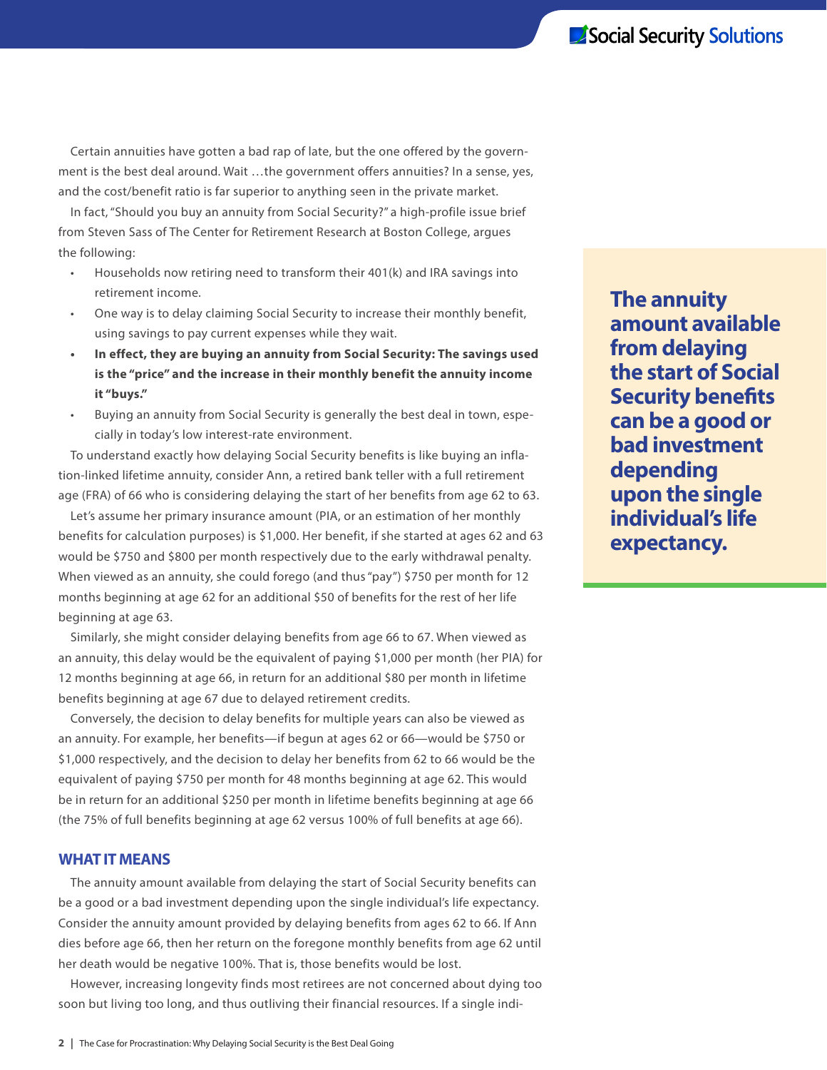Certain annuities have gotten a bad rap of late, but the one offered by the government is the best deal around. Wait …the government offers annuities? In a sense, yes, and the cost/benefit ratio is far superior to anything seen in the private market.

In fact, "Should you buy an annuity from Social Security?" a high-profile issue brief from Steven Sass of The Center for Retirement Research at Boston College, argues the following:

- Households now retiring need to transform their 401(k) and IRA savings into retirement income.
- One way is to delay claiming Social Security to increase their monthly benefit, using savings to pay current expenses while they wait.
- **In effect, they are buying an annuity from Social Security: The savings used is the "price" and the increase in their monthly benefit the annuity income it "buys."**
- Buying an annuity from Social Security is generally the best deal in town, especially in today's low interest-rate environment.

To understand exactly how delaying Social Security benefits is like buying an inflation-linked lifetime annuity, consider Ann, a retired bank teller with a full retirement age (FRA) of 66 who is considering delaying the start of her benefits from age 62 to 63.

Let's assume her primary insurance amount (PIA, or an estimation of her monthly benefits for calculation purposes) is $1,000. Her benefit, if she started at ages 62 and 63 would be $750 and $800 per month respectively due to the early withdrawal penalty. When viewed as an annuity, she could forego (and thus "pay") $750 per month for 12 months beginning at age 62 for an additional $50 of benefits for the rest of her life beginning at age 63.

Similarly, she might consider delaying benefits from age 66 to 67. When viewed as an annuity, this delay would be the equivalent of paying $1,000 per month (her PIA) for 12 months beginning at age 66, in return for an additional $80 per month in lifetime benefits beginning at age 67 due to delayed retirement credits.

Conversely, the decision to delay benefits for multiple years can also be viewed as an annuity. For example, her benefits—if begun at ages 62 or 66—would be $750 or $1,000 respectively, and the decision to delay her benefits from 62 to 66 would be the equivalent of paying $750 per month for 48 months beginning at age 62. This would be in return for an additional $250 per month in lifetime benefits beginning at age 66 (the 75% of full benefits beginning at age 62 versus 100% of full benefits at age 66).

**The annuity amount available from delaying the start of Social Security benefits can be a good or bad investment depending upon the single individual's life expectancy.**

## WHAT IT MEANS

The annuity amount available from delaying the start of Social Security benefits can be a good or a bad investment depending upon the single individual's life expectancy. Consider the annuity amount provided by delaying benefits from ages 62 to 66. If Ann dies before age 66, then her return on the foregone monthly benefits from age 62 until her death would be negative 100%. That is, those benefits would be lost.

However, increasing longevity finds most retirees are not concerned about dying too soon but living too long, and thus outliving their financial resources. If a single indi-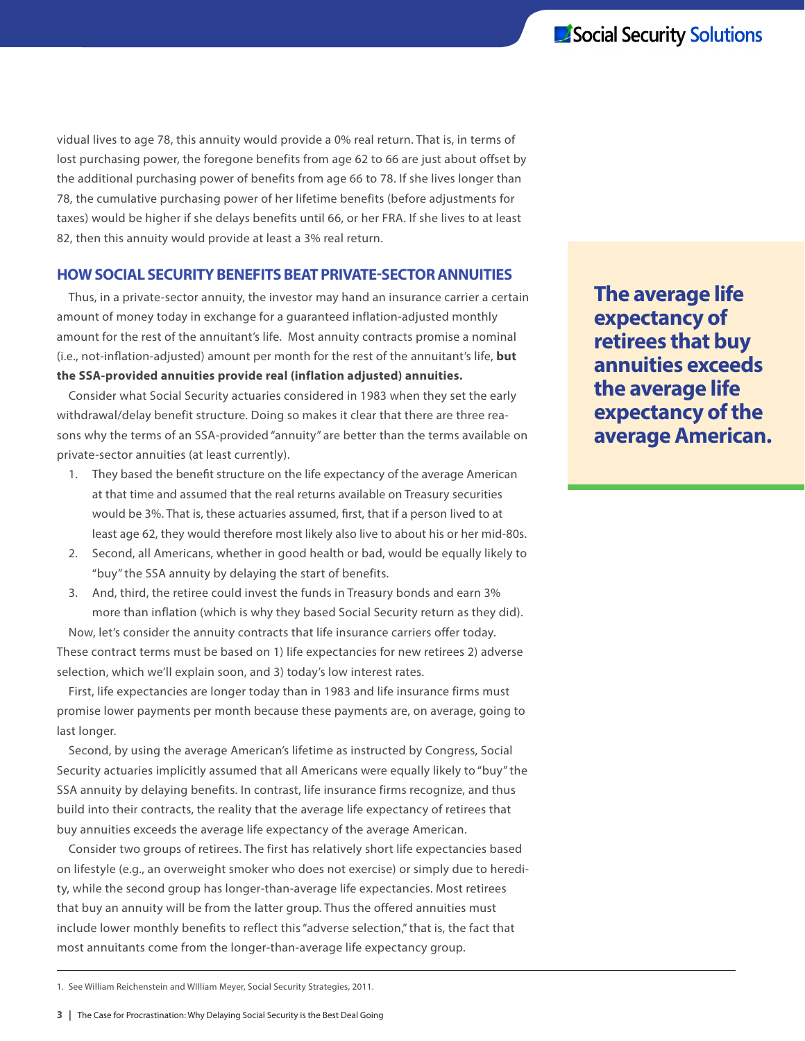vidual lives to age 78, this annuity would provide a 0% real return. That is, in terms of lost purchasing power, the foregone benefits from age 62 to 66 are just about offset by the additional purchasing power of benefits from age 66 to 78. If she lives longer than 78, the cumulative purchasing power of her lifetime benefits (before adjustments for taxes) would be higher if she delays benefits until 66, or her FRA. If she lives to at least 82, then this annuity would provide at least a 3% real return.

## HOW SOCIAL SECURITY BENEFITS BEAT PRIVATE-SECTOR ANNUITIES

Thus, in a private-sector annuity, the investor may hand an insurance carrier a certain amount of money today in exchange for a guaranteed inflation-adjusted monthly amount for the rest of the annuitant's life. Most annuity contracts promise a nominal (i.e., not-inflation-adjusted) amount per month for the rest of the annuitant's life, **but the SSA-provided annuities provide real (inflation adjusted) annuities.**

Consider what Social Security actuaries considered in 1983 when they set the early withdrawal/delay benefit structure. Doing so makes it clear that there are three reasons why the terms of an SSA-provided "annuity" are better than the terms available on private-sector annuities (at least currently).

1. They based the benefit structure on the life expectancy of the average American at that time and assumed that the real returns available on Treasury securities would be 3%. That is, these actuaries assumed, first, that if a person lived to at least age 62, they would therefore most likely also live to about his or her mid-80s.
2. Second, all Americans, whether in good health or bad, would be equally likely to "buy" the SSA annuity by delaying the start of benefits.
3. And, third, the retiree could invest the funds in Treasury bonds and earn 3% more than inflation (which is why they based Social Security return as they did).

Now, let's consider the annuity contracts that life insurance carriers offer today. These contract terms must be based on 1) life expectancies for new retirees 2) adverse selection, which we'll explain soon, and 3) today's low interest rates.

First, life expectancies are longer today than in 1983 and life insurance firms must promise lower payments per month because these payments are, on average, going to last longer.

Second, by using the average American's lifetime as instructed by Congress, Social Security actuaries implicitly assumed that all Americans were equally likely to "buy" the SSA annuity by delaying benefits. In contrast, life insurance firms recognize, and thus build into their contracts, the reality that the average life expectancy of retirees that buy annuities exceeds the average life expectancy of the average American.

**The average life expectancy of retirees that buy annuities exceeds the average life expectancy of the average American.**

Consider two groups of retirees. The first has relatively short life expectancies based on lifestyle (e.g., an overweight smoker who does not exercise) or simply due to heredity, while the second group has longer-than-average life expectancies. Most retirees that buy an annuity will be from the latter group. Thus the offered annuities must include lower monthly benefits to reflect this "adverse selection," that is, the fact that most annuitants come from the longer-than-average life expectancy group.

---

1. See William Reichenstein and WIlliam Meyer, Social Security Strategies, 2011.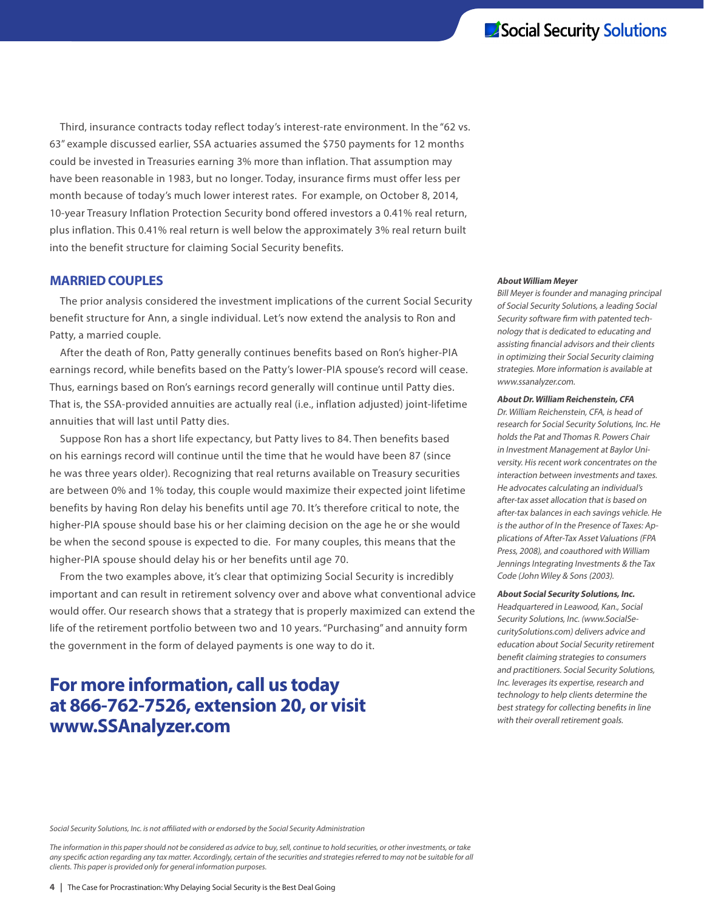Third, insurance contracts today reflect today's interest-rate environment. In the "62 vs. 63" example discussed earlier, SSA actuaries assumed the $750 payments for 12 months could be invested in Treasuries earning 3% more than inflation. That assumption may have been reasonable in 1983, but no longer. Today, insurance firms must offer less per month because of today's much lower interest rates. For example, on October 8, 2014, 10-year Treasury Inflation Protection Security bond offered investors a 0.41% real return, plus inflation. This 0.41% real return is well below the approximately 3% real return built into the benefit structure for claiming Social Security benefits.

## MARRIED COUPLES

The prior analysis considered the investment implications of the current Social Security benefit structure for Ann, a single individual. Let's now extend the analysis to Ron and Patty, a married couple.

After the death of Ron, Patty generally continues benefits based on Ron's higher-PIA earnings record, while benefits based on the Patty's lower-PIA spouse's record will cease. Thus, earnings based on Ron's earnings record generally will continue until Patty dies. That is, the SSA-provided annuities are actually real (i.e., inflation adjusted) joint-lifetime annuities that will last until Patty dies.

Suppose Ron has a short life expectancy, but Patty lives to 84. Then benefits based on his earnings record will continue until the time that he would have been 87 (since he was three years older). Recognizing that real returns available on Treasury securities are between 0% and 1% today, this couple would maximize their expected joint lifetime benefits by having Ron delay his benefits until age 70. It's therefore critical to note, the higher-PIA spouse should base his or her claiming decision on the age he or she would be when the second spouse is expected to die. For many couples, this means that the higher-PIA spouse should delay his or her benefits until age 70.

From the two examples above, it's clear that optimizing Social Security is incredibly important and can result in retirement solvency over and above what conventional advice would offer. Our research shows that a strategy that is properly maximized can extend the life of the retirement portfolio between two and 10 years. "Purchasing" and annuity form the government in the form of delayed payments is one way to do it.

## For more information, call us today at 866-762-7526, extension 20, or visit www.SSAnalyzer.com

***About William Meyer***

*Bill Meyer is founder and managing principal of Social Security Solutions, a leading Social Security software firm with patented technology that is dedicated to educating and assisting financial advisors and their clients in optimizing their Social Security claiming strategies. More information is available at www.ssanalyzer.com.*

***About Dr. William Reichenstein, CFA***

*Dr. William Reichenstein, CFA, is head of research for Social Security Solutions, Inc. He holds the Pat and Thomas R. Powers Chair in Investment Management at Baylor University. His recent work concentrates on the interaction between investments and taxes. He advocates calculating an individual's after-tax asset allocation that is based on after-tax balances in each savings vehicle. He is the author of In the Presence of Taxes: Applications of After-Tax Asset Valuations (FPA Press, 2008), and coauthored with William Jennings Integrating Investments & the Tax Code (John Wiley & Sons (2003).*

***About Social Security Solutions, Inc.***

*Headquartered in Leawood, Kan., Social Security Solutions, Inc. (www.SocialSecuritySolutions.com) delivers advice and education about Social Security retirement benefit claiming strategies to consumers and practitioners. Social Security Solutions, Inc. leverages its expertise, research and technology to help clients determine the best strategy for collecting benefits in line with their overall retirement goals.*

*Social Security Solutions, Inc. is not affiliated with or endorsed by the Social Security Administration*

*The information in this paper should not be considered as advice to buy, sell, continue to hold securities, or other investments, or take any specific action regarding any tax matter. Accordingly, certain of the securities and strategies referred to may not be suitable for all clients. This paper is provided only for general information purposes.*